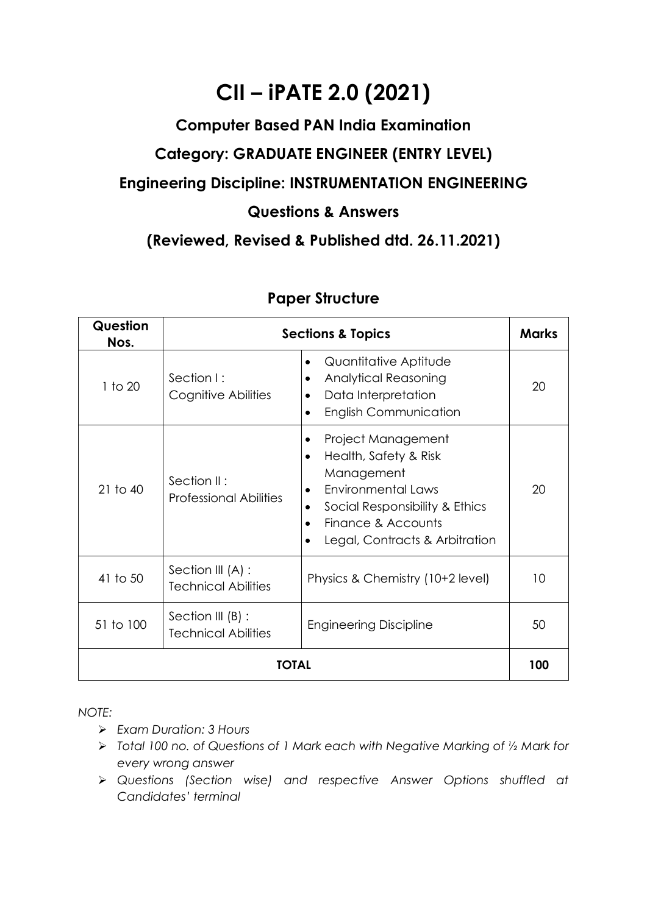# CII – iPATE 2.0 (2021)

## Computer Based PAN India Examination

## Category: GRADUATE ENGINEER (ENTRY LEVEL)

## Engineering Discipline: INSTRUMENTATION ENGINEERING

## Questions & Answers

## (Reviewed, Revised & Published dtd. 26.11.2021)

### Paper Structure

| Question Nos. | Sections & Topics | | Marks |
|---|---|---|---|
| 1 to 20 | Section I : Cognitive Abilities | • Quantitative Aptitude<br>• Analytical Reasoning<br>• Data Interpretation<br>• English Communication | 20 |
| 21 to 40 | Section II : Professional Abilities | • Project Management<br>• Health, Safety & Risk Management<br>• Environmental Laws<br>• Social Responsibility & Ethics<br>• Finance & Accounts<br>• Legal, Contracts & Arbitration | 20 |
| 41 to 50 | Section III (A) : Technical Abilities | Physics & Chemistry (10+2 level) | 10 |
| 51 to 100 | Section III (B) : Technical Abilities | Engineering Discipline | 50 |
| **TOTAL** | | | **100** |

*NOTE:*

- *Exam Duration: 3 Hours*
- *Total 100 no. of Questions of 1 Mark each with Negative Marking of ½ Mark for every wrong answer*
- *Questions (Section wise) and respective Answer Options shuffled at Candidates' terminal*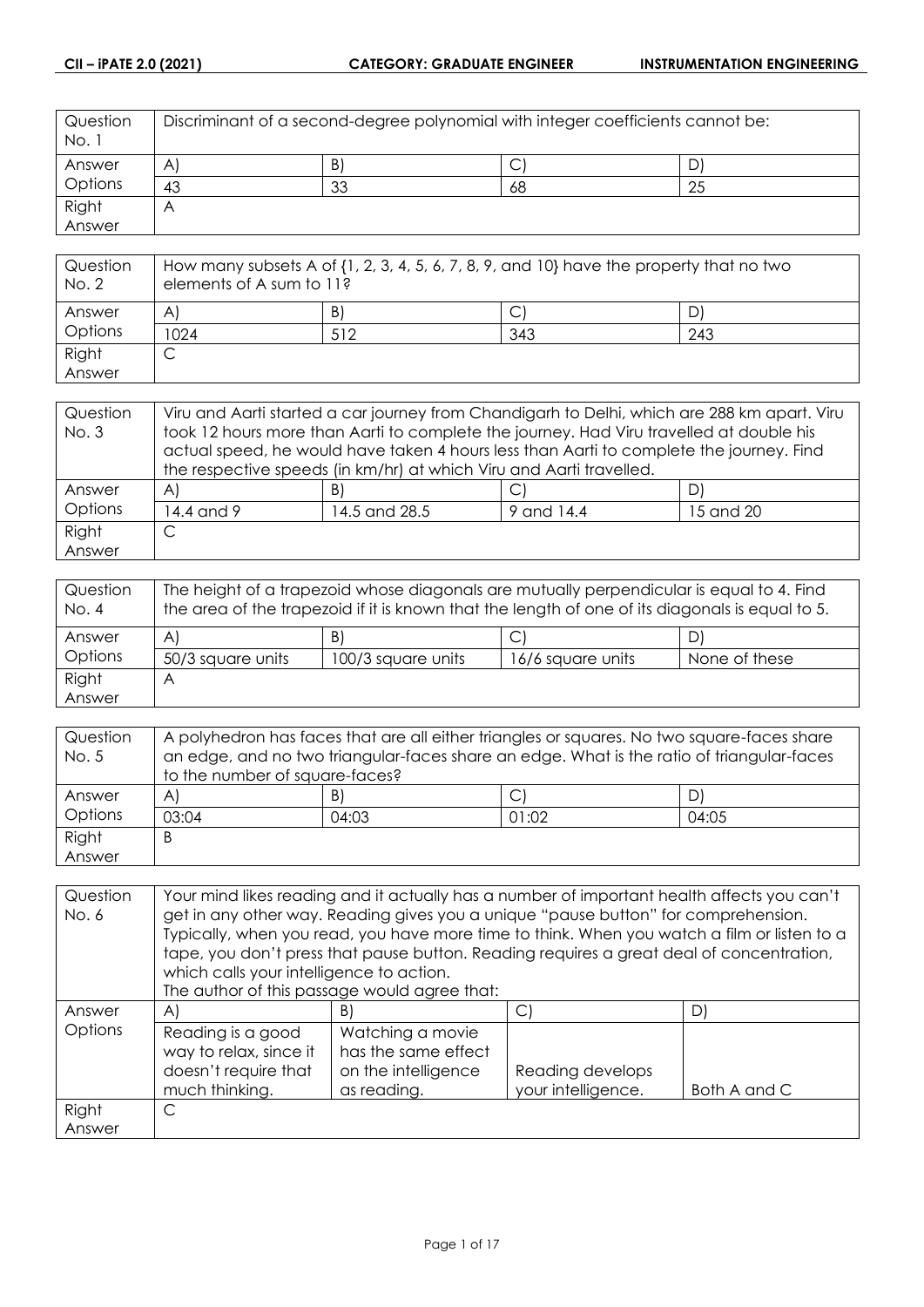| Question No. 1 | Discriminant of a second-degree polynomial with integer coefficients cannot be: | | | |
|---|---|---|---|---|
| Answer Options | A) | B) | C) | D) |
| | 43 | 33 | 68 | 25 |
| Right Answer | A | | | |

| Question No. 2 | How many subsets A of {1, 2, 3, 4, 5, 6, 7, 8, 9, and 10} have the property that no two elements of A sum to 11? | | | |
|---|---|---|---|---|
| Answer Options | A) | B) | C) | D) |
| | 1024 | 512 | 343 | 243 |
| Right Answer | C | | | |

| Question No. 3 | Viru and Aarti started a car journey from Chandigarh to Delhi, which are 288 km apart. Viru took 12 hours more than Aarti to complete the journey. Had Viru travelled at double his actual speed, he would have taken 4 hours less than Aarti to complete the journey. Find the respective speeds (in km/hr) at which Viru and Aarti travelled. | | | |
|---|---|---|---|---|
| Answer Options | A) | B) | C) | D) |
| | 14.4 and 9 | 14.5 and 28.5 | 9 and 14.4 | 15 and 20 |
| Right Answer | C | | | |

| Question No. 4 | The height of a trapezoid whose diagonals are mutually perpendicular is equal to 4. Find the area of the trapezoid if it is known that the length of one of its diagonals is equal to 5. | | | |
|---|---|---|---|---|
| Answer Options | A) | B) | C) | D) |
| | 50/3 square units | 100/3 square units | 16/6 square units | None of these |
| Right Answer | A | | | |

| Question No. 5 | A polyhedron has faces that are all either triangles or squares. No two square-faces share an edge, and no two triangular-faces share an edge. What is the ratio of triangular-faces to the number of square-faces? | | | |
|---|---|---|---|---|
| Answer Options | A) | B) | C) | D) |
| | 03:04 | 04:03 | 01:02 | 04:05 |
| Right Answer | B | | | |

| Question No. 6 | Your mind likes reading and it actually has a number of important health affects you can't get in any other way. Reading gives you a unique "pause button" for comprehension. Typically, when you read, you have more time to think. When you watch a film or listen to a tape, you don't press that pause button. Reading requires a great deal of concentration, which calls your intelligence to action. The author of this passage would agree that: | | | |
|---|---|---|---|---|
| Answer Options | A) | B) | C) | D) |
| | Reading is a good way to relax, since it doesn't require that much thinking. | Watching a movie has the same effect on the intelligence as reading. | Reading develops your intelligence. | Both A and C |
| Right Answer | C | | | |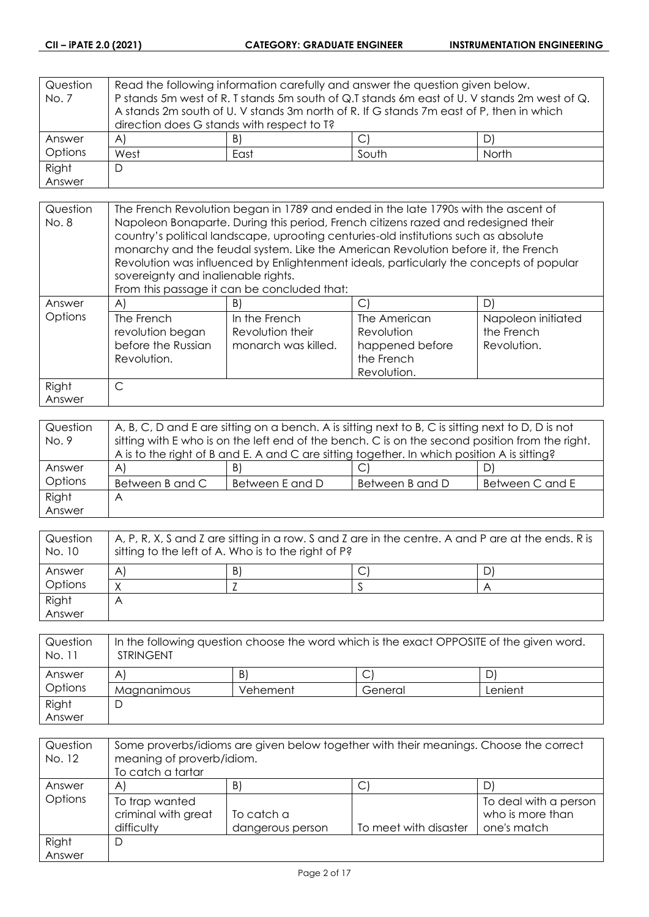| Question No. 7 | Read the following information carefully and answer the question given below. P stands 5m west of R. T stands 5m south of Q.T stands 6m east of U. V stands 2m west of Q. A stands 2m south of U. V stands 3m north of R. If G stands 7m east of P, then in which direction does G stands with respect to T? | | | |
|---|---|---|---|---|
| Answer Options | A) | B) | C) | D) |
| | West | East | South | North |
| Right Answer | D | | | |

| Question No. 8 | The French Revolution began in 1789 and ended in the late 1790s with the ascent of Napoleon Bonaparte. During this period, French citizens razed and redesigned their country's political landscape, uprooting centuries-old institutions such as absolute monarchy and the feudal system. Like the American Revolution before it, the French Revolution was influenced by Enlightenment ideals, particularly the concepts of popular sovereignty and inalienable rights. From this passage it can be concluded that: | | | |
|---|---|---|---|---|
| Answer Options | A) | B) | C) | D) |
| | The French revolution began before the Russian Revolution. | In the French Revolution their monarch was killed. | The American Revolution happened before the French Revolution. | Napoleon initiated the French Revolution. |
| Right Answer | C | | | |

| Question No. 9 | A, B, C, D and E are sitting on a bench. A is sitting next to B, C is sitting next to D, D is not sitting with E who is on the left end of the bench. C is on the second position from the right. A is to the right of B and E. A and C are sitting together. In which position A is sitting? | | | |
|---|---|---|---|---|
| Answer Options | A) | B) | C) | D) |
| | Between B and C | Between E and D | Between B and D | Between C and E |
| Right Answer | A | | | |

| Question No. 10 | A, P, R, X, S and Z are sitting in a row. S and Z are in the centre. A and P are at the ends. R is sitting to the left of A. Who is to the right of P? | | | |
|---|---|---|---|---|
| Answer Options | A) | B) | C) | D) |
| | X | Z | S | A |
| Right Answer | A | | | |

| Question No. 11 | In the following question choose the word which is the exact OPPOSITE of the given word. STRINGENT | | | |
|---|---|---|---|---|
| Answer Options | A) | B) | C) | D) |
| | Magnanimous | Vehement | General | Lenient |
| Right Answer | D | | | |

| Question No. 12 | Some proverbs/idioms are given below together with their meanings. Choose the correct meaning of proverb/idiom. To catch a tartar | | | |
|---|---|---|---|---|
| Answer Options | A) | B) | C) | D) |
| | To trap wanted criminal with great difficulty | To catch a dangerous person | To meet with disaster | To deal with a person who is more than one's match |
| Right Answer | D | | | |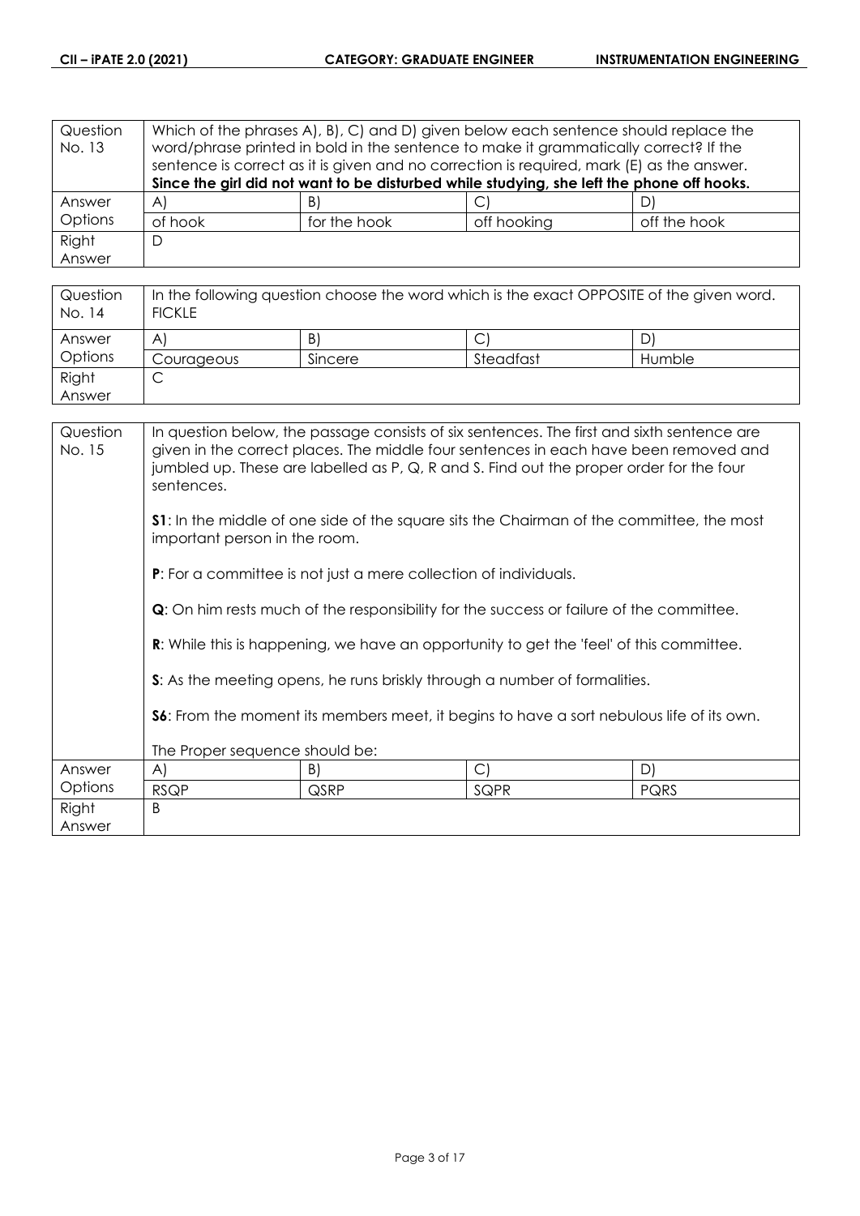| Question No. 13 | Which of the phrases A), B), C) and D) given below each sentence should replace the word/phrase printed in bold in the sentence to make it grammatically correct? If the sentence is correct as it is given and no correction is required, mark (E) as the answer. **Since the girl did not want to be disturbed while studying, she left the phone off hooks.** | | | |
|---|---|---|---|---|
| Answer Options | A) | B) | C) | D) |
| | of hook | for the hook | off hooking | off the hook |
| Right Answer | D | | | |

| Question No. 14 | In the following question choose the word which is the exact OPPOSITE of the given word. FICKLE | | | |
|---|---|---|---|---|
| Answer Options | A) | B) | C) | D) |
| | Courageous | Sincere | Steadfast | Humble |
| Right Answer | C | | | |

| Question No. 15 | In question below, the passage consists of six sentences. The first and sixth sentence are given in the correct places. The middle four sentences in each have been removed and jumbled up. These are labelled as P, Q, R and S. Find out the proper order for the four sentences. **S1**: In the middle of one side of the square sits the Chairman of the committee, the most important person in the room. **P**: For a committee is not just a mere collection of individuals. **Q**: On him rests much of the responsibility for the success or failure of the committee. **R**: While this is happening, we have an opportunity to get the 'feel' of this committee. **S**: As the meeting opens, he runs briskly through a number of formalities. **S6**: From the moment its members meet, it begins to have a sort nebulous life of its own. The Proper sequence should be: | | | |
|---|---|---|---|---|
| Answer Options | A) | B) | C) | D) |
| | RSQP | QSRP | SQPR | PQRS |
| Right Answer | B | | | |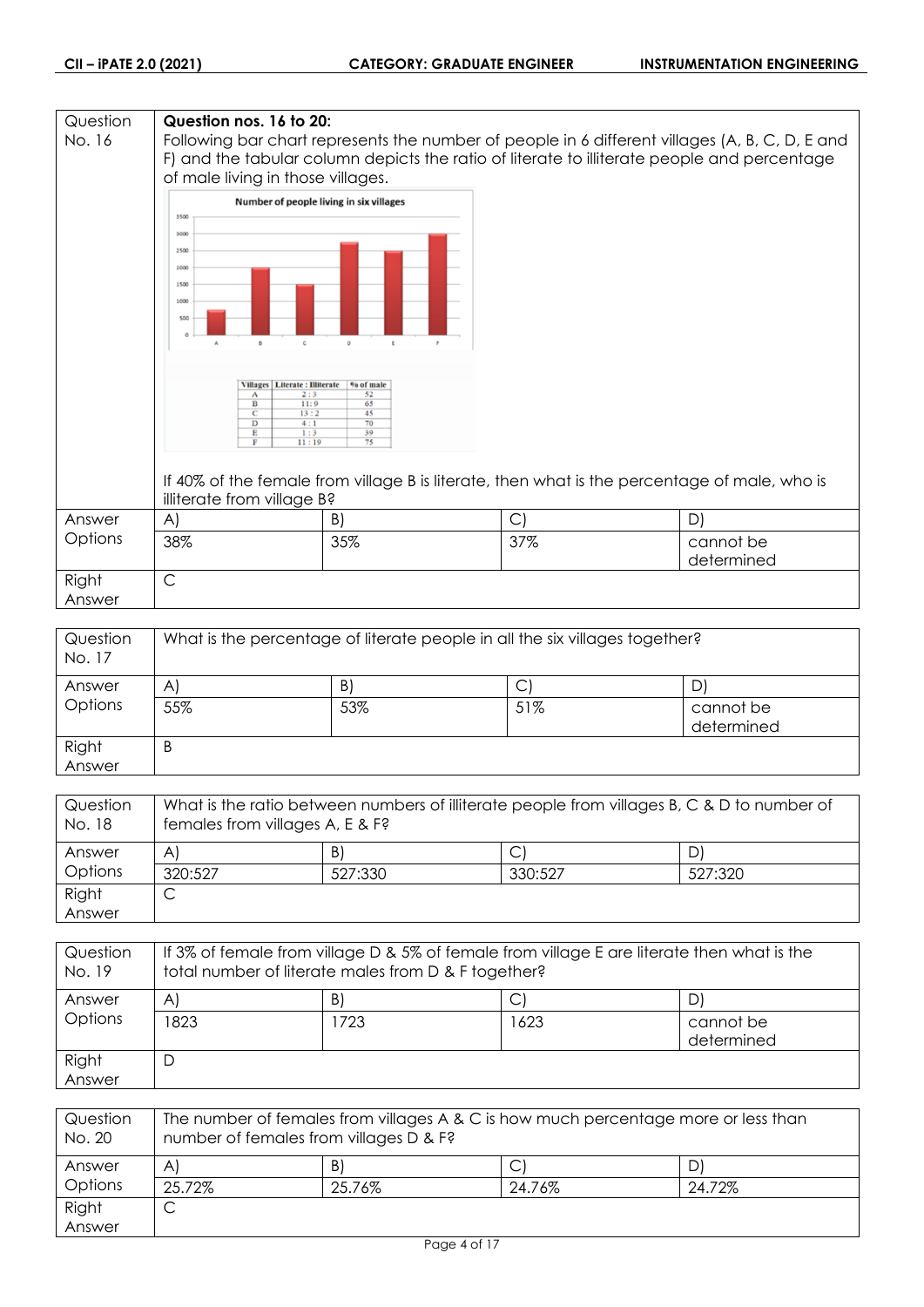| Question No. 16 | **Question nos. 16 to 20:** Following bar chart represents the number of people in 6 different villages (A, B, C, D, E and F) and the tabular column depicts the ratio of literate to illiterate people and percentage of male living in those villages. | | | |
|---|---|---|---|---|

**Number of people living in six villages**

| Villages | Literate : Illiterate | % of male |
|---|---|---|
| A | 2 : 3 | 52 |
| B | 11 : 9 | 65 |
| C | 13 : 2 | 45 |
| D | 4 : 1 | 70 |
| E | 1 : 3 | 39 |
| F | 11 : 19 | 75 |

If 40% of the female from village B is literate, then what is the percentage of male, who is illiterate from village B?

| Answer Options | A) | B) | C) | D) |
|---|---|---|---|---|
| | 38% | 35% | 37% | cannot be determined |
| Right Answer | C | | | |

| Question No. 17 | What is the percentage of literate people in all the six villages together? | | | |
|---|---|---|---|---|
| Answer Options | A) | B) | C) | D) |
| | 55% | 53% | 51% | cannot be determined |
| Right Answer | B | | | |

| Question No. 18 | What is the ratio between numbers of illiterate people from villages B, C & D to number of females from villages A, E & F? | | | |
|---|---|---|---|---|
| Answer Options | A) | B) | C) | D) |
| | 320:527 | 527:330 | 330:527 | 527:320 |
| Right Answer | C | | | |

| Question No. 19 | If 3% of female from village D & 5% of female from village E are literate then what is the total number of literate males from D & F together? | | | |
|---|---|---|---|---|
| Answer Options | A) | B) | C) | D) |
| | 1823 | 1723 | 1623 | cannot be determined |
| Right Answer | D | | | |

| Question No. 20 | The number of females from villages A & C is how much percentage more or less than number of females from villages D & F? | | | |
|---|---|---|---|---|
| Answer Options | A) | B) | C) | D) |
| | 25.72% | 25.76% | 24.76% | 24.72% |
| Right Answer | C | | | |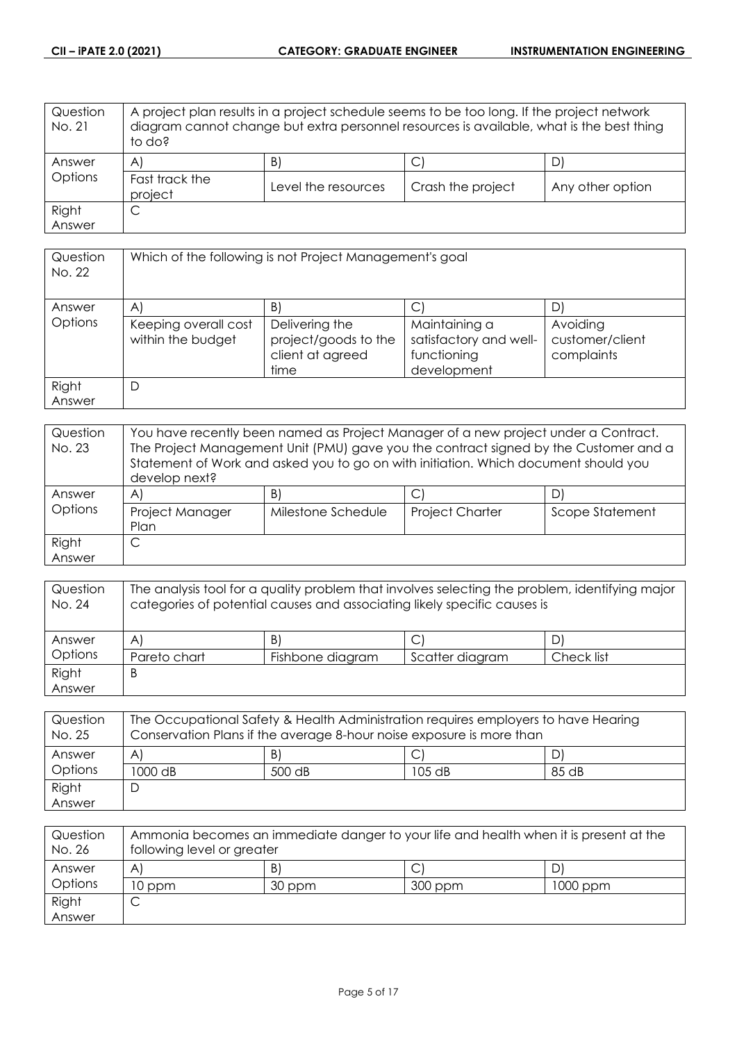| Question No. 21 | A project plan results in a project schedule seems to be too long. If the project network diagram cannot change but extra personnel resources is available, what is the best thing to do? | | | |
|---|---|---|---|---|
| Answer Options | A) | B) | C) | D) |
| | Fast track the project | Level the resources | Crash the project | Any other option |
| Right Answer | C | | | |

| Question No. 22 | Which of the following is not Project Management's goal | | | |
|---|---|---|---|---|
| Answer Options | A) | B) | C) | D) |
| | Keeping overall cost within the budget | Delivering the project/goods to the client at agreed time | Maintaining a satisfactory and well-functioning development | Avoiding customer/client complaints |
| Right Answer | D | | | |

| Question No. 23 | You have recently been named as Project Manager of a new project under a Contract. The Project Management Unit (PMU) gave you the contract signed by the Customer and a Statement of Work and asked you to go on with initiation. Which document should you develop next? | | | |
|---|---|---|---|---|
| Answer Options | A) | B) | C) | D) |
| | Project Manager Plan | Milestone Schedule | Project Charter | Scope Statement |
| Right Answer | C | | | |

| Question No. 24 | The analysis tool for a quality problem that involves selecting the problem, identifying major categories of potential causes and associating likely specific causes is | | | |
|---|---|---|---|---|
| Answer Options | A) | B) | C) | D) |
| | Pareto chart | Fishbone diagram | Scatter diagram | Check list |
| Right Answer | B | | | |

| Question No. 25 | The Occupational Safety & Health Administration requires employers to have Hearing Conservation Plans if the average 8-hour noise exposure is more than | | | |
|---|---|---|---|---|
| Answer Options | A) | B) | C) | D) |
| | 1000 dB | 500 dB | 105 dB | 85 dB |
| Right Answer | D | | | |

| Question No. 26 | Ammonia becomes an immediate danger to your life and health when it is present at the following level or greater | | | |
|---|---|---|---|---|
| Answer Options | A) | B) | C) | D) |
| | 10 ppm | 30 ppm | 300 ppm | 1000 ppm |
| Right Answer | C | | | |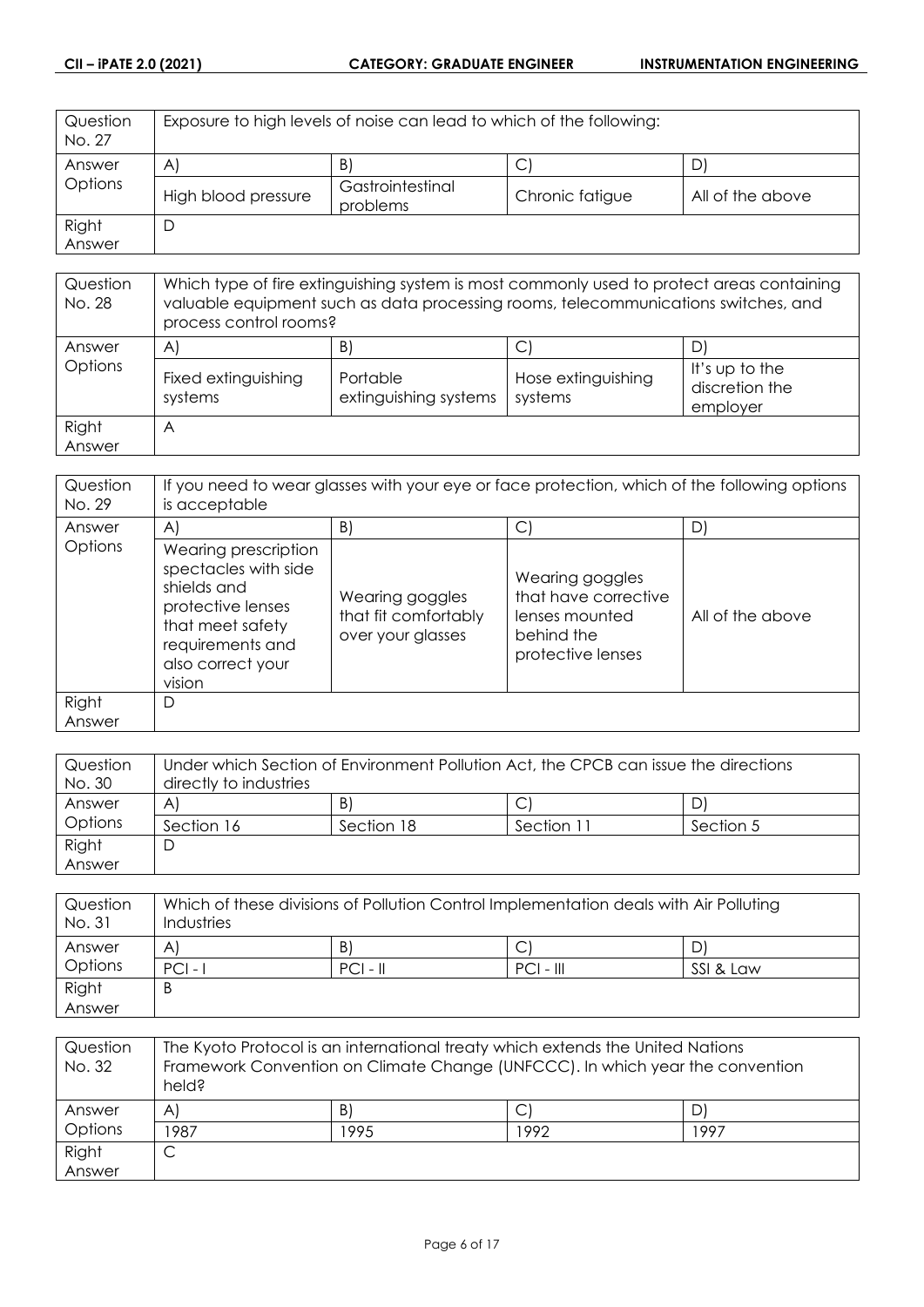| Question No. 27 | Exposure to high levels of noise can lead to which of the following: | | | |
|---|---|---|---|---|
| Answer Options | A) | B) | C) | D) |
| | High blood pressure | Gastrointestinal problems | Chronic fatigue | All of the above |
| Right Answer | D | | | |

| Question No. 28 | Which type of fire extinguishing system is most commonly used to protect areas containing valuable equipment such as data processing rooms, telecommunications switches, and process control rooms? | | | |
|---|---|---|---|---|
| Answer Options | A) | B) | C) | D) |
| | Fixed extinguishing systems | Portable extinguishing systems | Hose extinguishing systems | It's up to the discretion the employer |
| Right Answer | A | | | |

| Question No. 29 | If you need to wear glasses with your eye or face protection, which of the following options is acceptable | | | |
|---|---|---|---|---|
| Answer Options | A) | B) | C) | D) |
| | Wearing prescription spectacles with side shields and protective lenses that meet safety requirements and also correct your vision | Wearing goggles that fit comfortably over your glasses | Wearing goggles that have corrective lenses mounted behind the protective lenses | All of the above |
| Right Answer | D | | | |

| Question No. 30 | Under which Section of Environment Pollution Act, the CPCB can issue the directions directly to industries | | | |
|---|---|---|---|---|
| Answer Options | A) | B) | C) | D) |
| | Section 16 | Section 18 | Section 11 | Section 5 |
| Right Answer | D | | | |

| Question No. 31 | Which of these divisions of Pollution Control Implementation deals with Air Polluting Industries | | | |
|---|---|---|---|---|
| Answer Options | A) | B) | C) | D) |
| | PCI - I | PCI - II | PCI - III | SSI & Law |
| Right Answer | B | | | |

| Question No. 32 | The Kyoto Protocol is an international treaty which extends the United Nations Framework Convention on Climate Change (UNFCCC). In which year the convention held? | | | |
|---|---|---|---|---|
| Answer Options | A) | B) | C) | D) |
| | 1987 | 1995 | 1992 | 1997 |
| Right Answer | C | | | |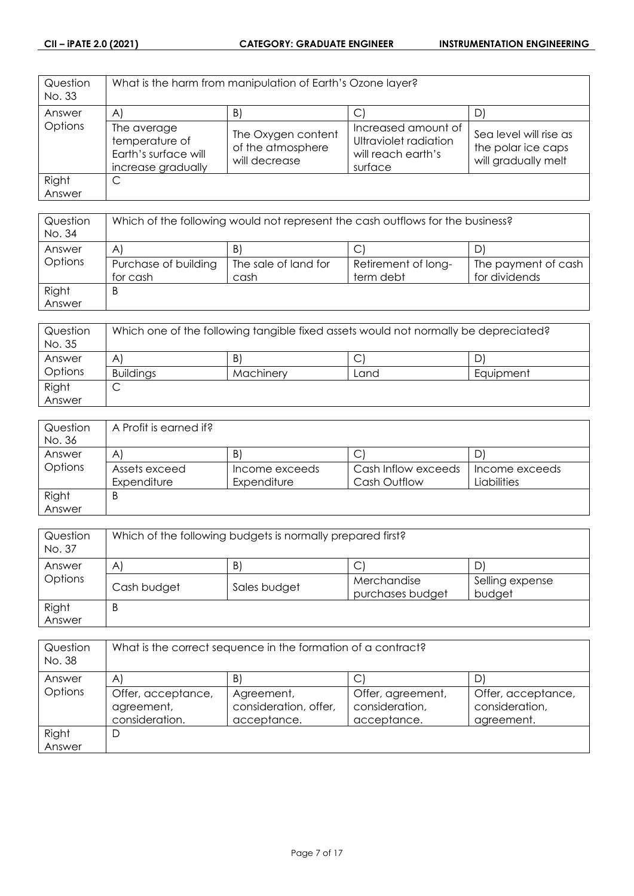| Question No. 33 | What is the harm from manipulation of Earth's Ozone layer? | | | |
|---|---|---|---|---|
| Answer Options | A) | B) | C) | D) |
| | The average temperature of Earth's surface will increase gradually | The Oxygen content of the atmosphere will decrease | Increased amount of Ultraviolet radiation will reach earth's surface | Sea level will rise as the polar ice caps will gradually melt |
| Right Answer | C | | | |

| Question No. 34 | Which of the following would not represent the cash outflows for the business? | | | |
|---|---|---|---|---|
| Answer Options | A) | B) | C) | D) |
| | Purchase of building for cash | The sale of land for cash | Retirement of long-term debt | The payment of cash for dividends |
| Right Answer | B | | | |

| Question No. 35 | Which one of the following tangible fixed assets would not normally be depreciated? | | | |
|---|---|---|---|---|
| Answer Options | A) | B) | C) | D) |
| | Buildings | Machinery | Land | Equipment |
| Right Answer | C | | | |

| Question No. 36 | A Profit is earned if? | | | |
|---|---|---|---|---|
| Answer Options | A) | B) | C) | D) |
| | Assets exceed Expenditure | Income exceeds Expenditure | Cash Inflow exceeds Cash Outflow | Income exceeds Liabilities |
| Right Answer | B | | | |

| Question No. 37 | Which of the following budgets is normally prepared first? | | | |
|---|---|---|---|---|
| Answer Options | A) | B) | C) | D) |
| | Cash budget | Sales budget | Merchandise purchases budget | Selling expense budget |
| Right Answer | B | | | |

| Question No. 38 | What is the correct sequence in the formation of a contract? | | | |
|---|---|---|---|---|
| Answer Options | A) | B) | C) | D) |
| | Offer, acceptance, agreement, consideration. | Agreement, consideration, offer, acceptance. | Offer, agreement, consideration, acceptance. | Offer, acceptance, consideration, agreement. |
| Right Answer | D | | | |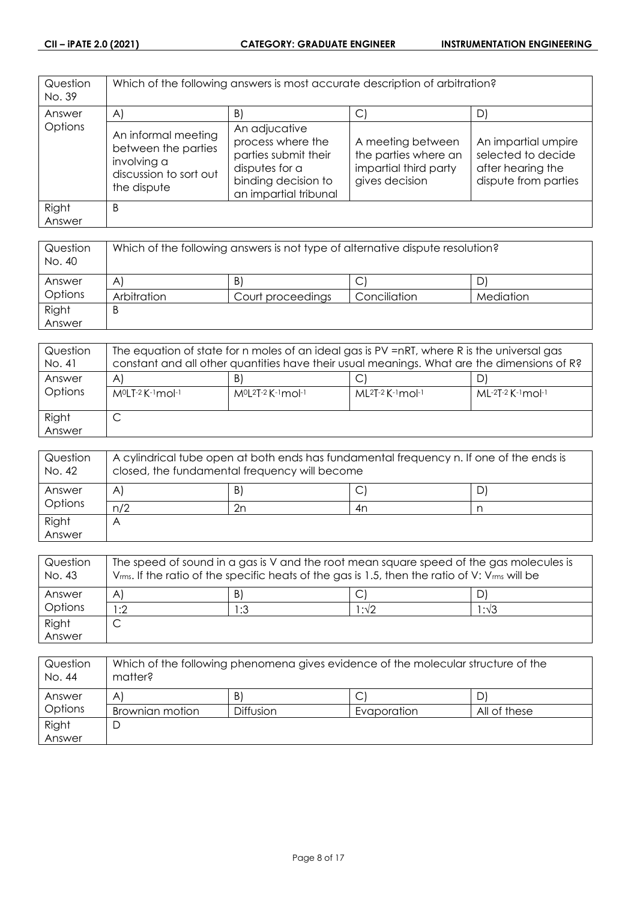| Question No. 39 | Which of the following answers is most accurate description of arbitration? | | | |
|---|---|---|---|---|
| Answer Options | A) | B) | C) | D) |
| | An informal meeting between the parties involving a discussion to sort out the dispute | An adjucative process where the parties submit their disputes for a binding decision to an impartial tribunal | A meeting between the parties where an impartial third party gives decision | An impartial umpire selected to decide after hearing the dispute from parties |
| Right Answer | B | | | |

| Question No. 40 | Which of the following answers is not type of alternative dispute resolution? | | | |
|---|---|---|---|---|
| Answer Options | A) | B) | C) | D) |
| | Arbitration | Court proceedings | Conciliation | Mediation |
| Right Answer | B | | | |

| Question No. 41 | The equation of state for n moles of an ideal gas is PV =nRT, where R is the universal gas constant and all other quantities have their usual meanings. What are the dimensions of R? | | | |
|---|---|---|---|---|
| Answer Options | A) | B) | C) | D) |
| | $M^0LT^{-2}K^{-1}mol^{-1}$ | $M^0L^2T^{-2}K^{-1}mol^{-1}$ | $ML^2T^{-2}K^{-1}mol^{-1}$ | $ML^{-2}T^{-2}K^{-1}mol^{-1}$ |
| Right Answer | C | | | |

| Question No. 42 | A cylindrical tube open at both ends has fundamental frequency n. If one of the ends is closed, the fundamental frequency will become | | | |
|---|---|---|---|---|
| Answer Options | A) | B) | C) | D) |
| | n/2 | 2n | 4n | n |
| Right Answer | A | | | |

| Question No. 43 | The speed of sound in a gas is V and the root mean square speed of the gas molecules is $V_{rms}$. If the ratio of the specific heats of the gas is 1.5, then the ratio of V: $V_{rms}$ will be | | | |
|---|---|---|---|---|
| Answer Options | A) | B) | C) | D) |
| | 1:2 | 1:3 | $1:\sqrt{2}$ | $1:\sqrt{3}$ |
| Right Answer | C | | | |

| Question No. 44 | Which of the following phenomena gives evidence of the molecular structure of the matter? | | | |
|---|---|---|---|---|
| Answer Options | A) | B) | C) | D) |
| | Brownian motion | Diffusion | Evaporation | All of these |
| Right Answer | D | | | |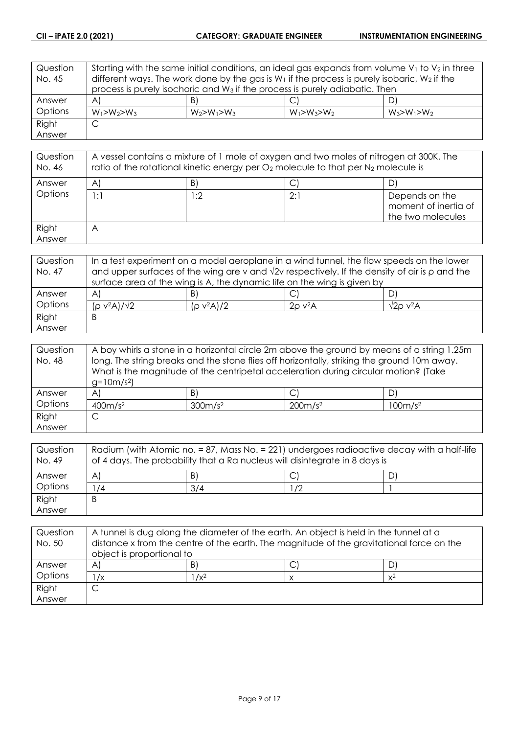| Question No. 45 | Starting with the same initial conditions, an ideal gas expands from volume $V_1$ to $V_2$ in three different ways. The work done by the gas is $W_1$ if the process is purely isobaric, $W_2$ if the process is purely isochoric and $W_3$ if the process is purely adiabatic. Then | | | |
|---|---|---|---|---|
| Answer Options | A) | B) | C) | D) |
| | $W_1>W_2>W_3$ | $W_2>W_1>W_3$ | $W_1>W_3>W_2$ | $W_3>W_1>W_2$ |
| Right Answer | C | | | |

| Question No. 46 | A vessel contains a mixture of 1 mole of oxygen and two moles of nitrogen at 300K. The ratio of the rotational kinetic energy per $O_2$ molecule to that per $N_2$ molecule is | | | |
|---|---|---|---|---|
| Answer Options | A) | B) | C) | D) |
| | 1:1 | 1:2 | 2:1 | Depends on the moment of inertia of the two molecules |
| Right Answer | A | | | |

| Question No. 47 | In a test experiment on a model aeroplane in a wind tunnel, the flow speeds on the lower and upper surfaces of the wing are v and $\sqrt{2}$v respectively. If the density of air is ρ and the surface area of the wing is A, the dynamic life on the wing is given by | | | |
|---|---|---|---|---|
| Answer Options | A) | B) | C) | D) |
| | $(\rho v^2A)/\sqrt{2}$ | $(\rho v^2A)/2$ | $2\rho v^2A$ | $\sqrt{2}\rho v^2A$ |
| Right Answer | B | | | |

| Question No. 48 | A boy whirls a stone in a horizontal circle 2m above the ground by means of a string 1.25m long. The string breaks and the stone flies off horizontally, striking the ground 10m away. What is the magnitude of the centripetal acceleration during circular motion? (Take $g=10m/s^2$) | | | |
|---|---|---|---|---|
| Answer Options | A) | B) | C) | D) |
| | $400m/s^2$ | $300m/s^2$ | $200m/s^2$ | $100m/s^2$ |
| Right Answer | C | | | |

| Question No. 49 | Radium (with Atomic no. = 87, Mass No. = 221) undergoes radioactive decay with a half-life of 4 days. The probability that a Ra nucleus will disintegrate in 8 days is | | | |
|---|---|---|---|---|
| Answer Options | A) | B) | C) | D) |
| | 1/4 | 3/4 | 1/2 | 1 |
| Right Answer | B | | | |

| Question No. 50 | A tunnel is dug along the diameter of the earth. An object is held in the tunnel at a distance x from the centre of the earth. The magnitude of the gravitational force on the object is proportional to | | | |
|---|---|---|---|---|
| Answer Options | A) | B) | C) | D) |
| | $1/x$ | $1/x^2$ | $x$ | $x^2$ |
| Right Answer | C | | | |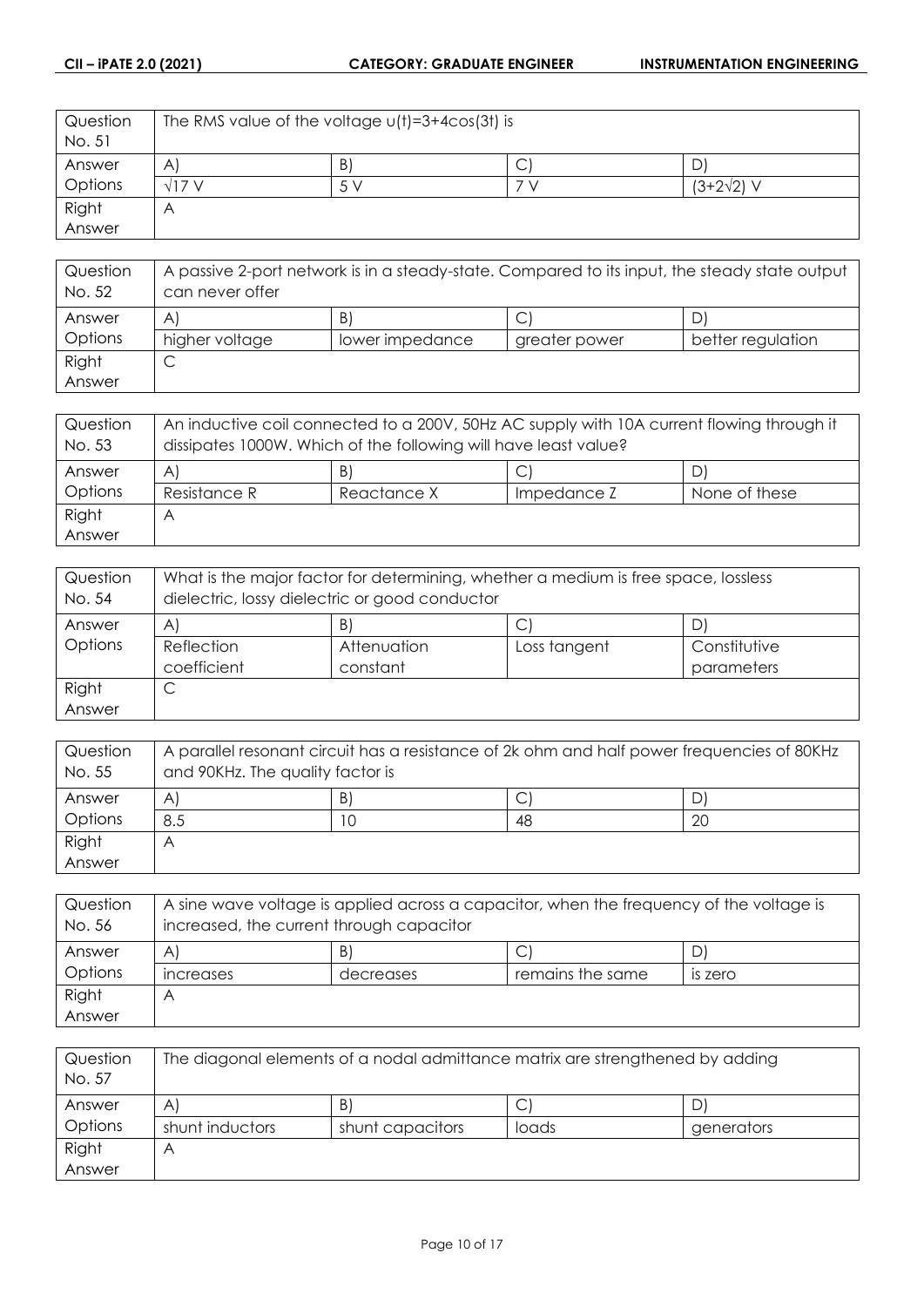| Question No. 51 | The RMS value of the voltage $\upsilon(t)=3+4\cos(3t)$ is | | |
|---|---|---|---|
| Answer Options | A) | B) | C) | D) |
| | $\sqrt{17}$ V | 5 V | 7 V | $(3+2\sqrt{2})$ V |
| Right Answer | A | | | |

| Question No. 52 | A passive 2-port network is in a steady-state. Compared to its input, the steady state output can never offer | | | |
|---|---|---|---|---|
| Answer Options | A) | B) | C) | D) |
| | higher voltage | lower impedance | greater power | better regulation |
| Right Answer | C | | | |

| Question No. 53 | An inductive coil connected to a 200V, 50Hz AC supply with 10A current flowing through it dissipates 1000W. Which of the following will have least value? | | | |
|---|---|---|---|---|
| Answer Options | A) | B) | C) | D) |
| | Resistance R | Reactance X | Impedance Z | None of these |
| Right Answer | A | | | |

| Question No. 54 | What is the major factor for determining, whether a medium is free space, lossless dielectric, lossy dielectric or good conductor | | | |
|---|---|---|---|---|
| Answer Options | A) | B) | C) | D) |
| | Reflection coefficient | Attenuation constant | Loss tangent | Constitutive parameters |
| Right Answer | C | | | |

| Question No. 55 | A parallel resonant circuit has a resistance of 2k ohm and half power frequencies of 80KHz and 90KHz. The quality factor is | | | |
|---|---|---|---|---|
| Answer Options | A) | B) | C) | D) |
| | 8.5 | 10 | 48 | 20 |
| Right Answer | A | | | |

| Question No. 56 | A sine wave voltage is applied across a capacitor, when the frequency of the voltage is increased, the current through capacitor | | | |
|---|---|---|---|---|
| Answer Options | A) | B) | C) | D) |
| | increases | decreases | remains the same | is zero |
| Right Answer | A | | | |

| Question No. 57 | The diagonal elements of a nodal admittance matrix are strengthened by adding | | | |
|---|---|---|---|---|
| Answer Options | A) | B) | C) | D) |
| | shunt inductors | shunt capacitors | loads | generators |
| Right Answer | A | | | |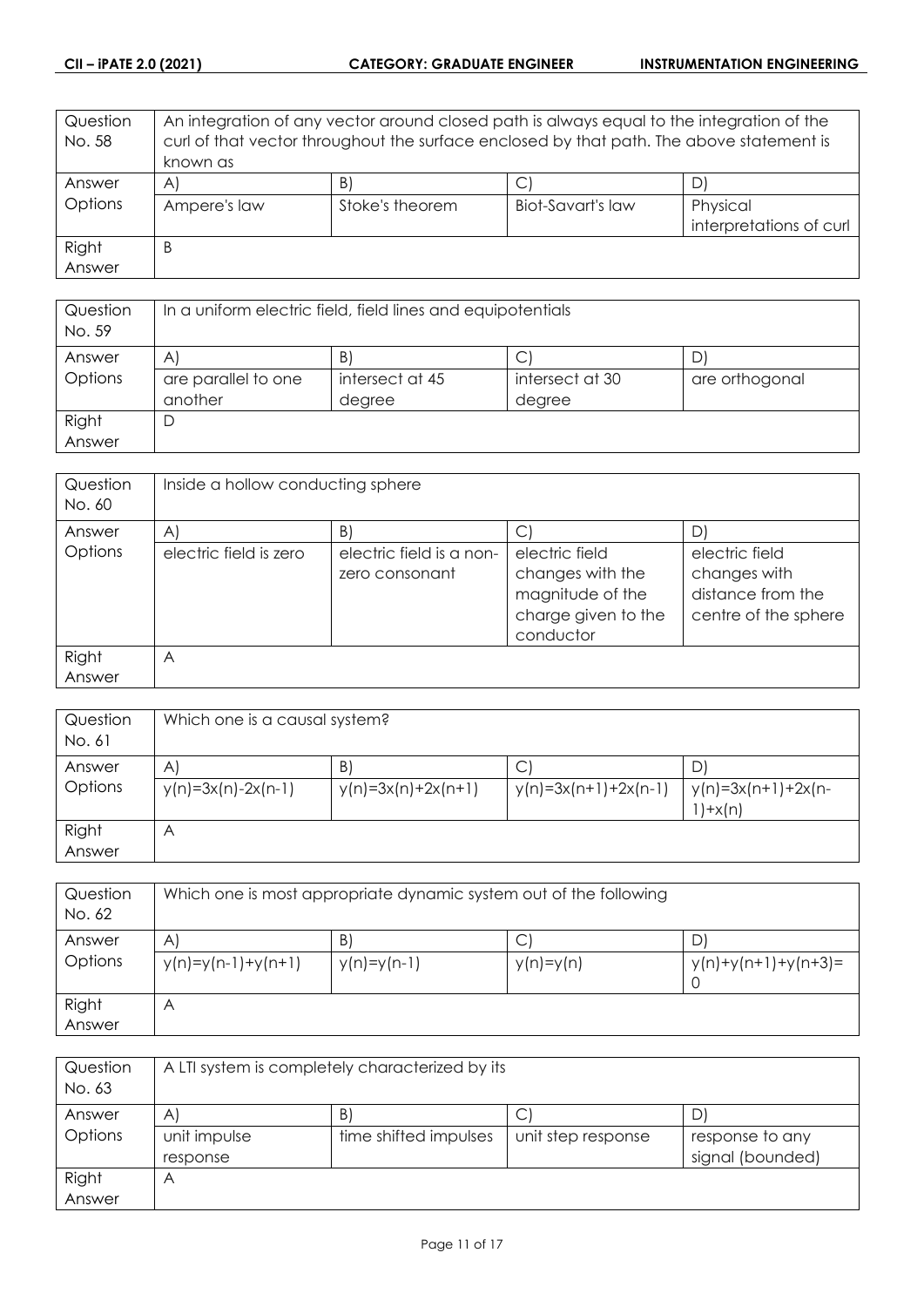| Question No. 58 | An integration of any vector around closed path is always equal to the integration of the curl of that vector throughout the surface enclosed by that path. The above statement is known as | | | |
|---|---|---|---|---|
| Answer Options | A) | B) | C) | D) |
| | Ampere's law | Stoke's theorem | Biot-Savart's law | Physical interpretations of curl |
| Right Answer | B | | | |

| Question No. 59 | In a uniform electric field, field lines and equipotentials | | | |
|---|---|---|---|---|
| Answer Options | A) | B) | C) | D) |
| | are parallel to one another | intersect at 45 degree | intersect at 30 degree | are orthogonal |
| Right Answer | D | | | |

| Question No. 60 | Inside a hollow conducting sphere | | | |
|---|---|---|---|---|
| Answer Options | A) | B) | C) | D) |
| | electric field is zero | electric field is a non-zero consonant | electric field changes with the magnitude of the charge given to the conductor | electric field changes with distance from the centre of the sphere |
| Right Answer | A | | | |

| Question No. 61 | Which one is a causal system? | | | |
|---|---|---|---|---|
| Answer Options | A) | B) | C) | D) |
| | $y(n)=3x(n)-2x(n-1)$ | $y(n)=3x(n)+2x(n+1)$ | $y(n)=3x(n+1)+2x(n-1)$ | $y(n)=3x(n+1)+2x(n-1)+x(n)$ |
| Right Answer | A | | | |

| Question No. 62 | Which one is most appropriate dynamic system out of the following | | | |
|---|---|---|---|---|
| Answer Options | A) | B) | C) | D) |
| | $y(n)=y(n-1)+y(n+1)$ | $y(n)=y(n-1)$ | $y(n)=y(n)$ | $y(n)+y(n+1)+y(n+3)=0$ |
| Right Answer | A | | | |

| Question No. 63 | A LTI system is completely characterized by its | | | |
|---|---|---|---|---|
| Answer Options | A) | B) | C) | D) |
| | unit impulse response | time shifted impulses | unit step response | response to any signal (bounded) |
| Right Answer | A | | | |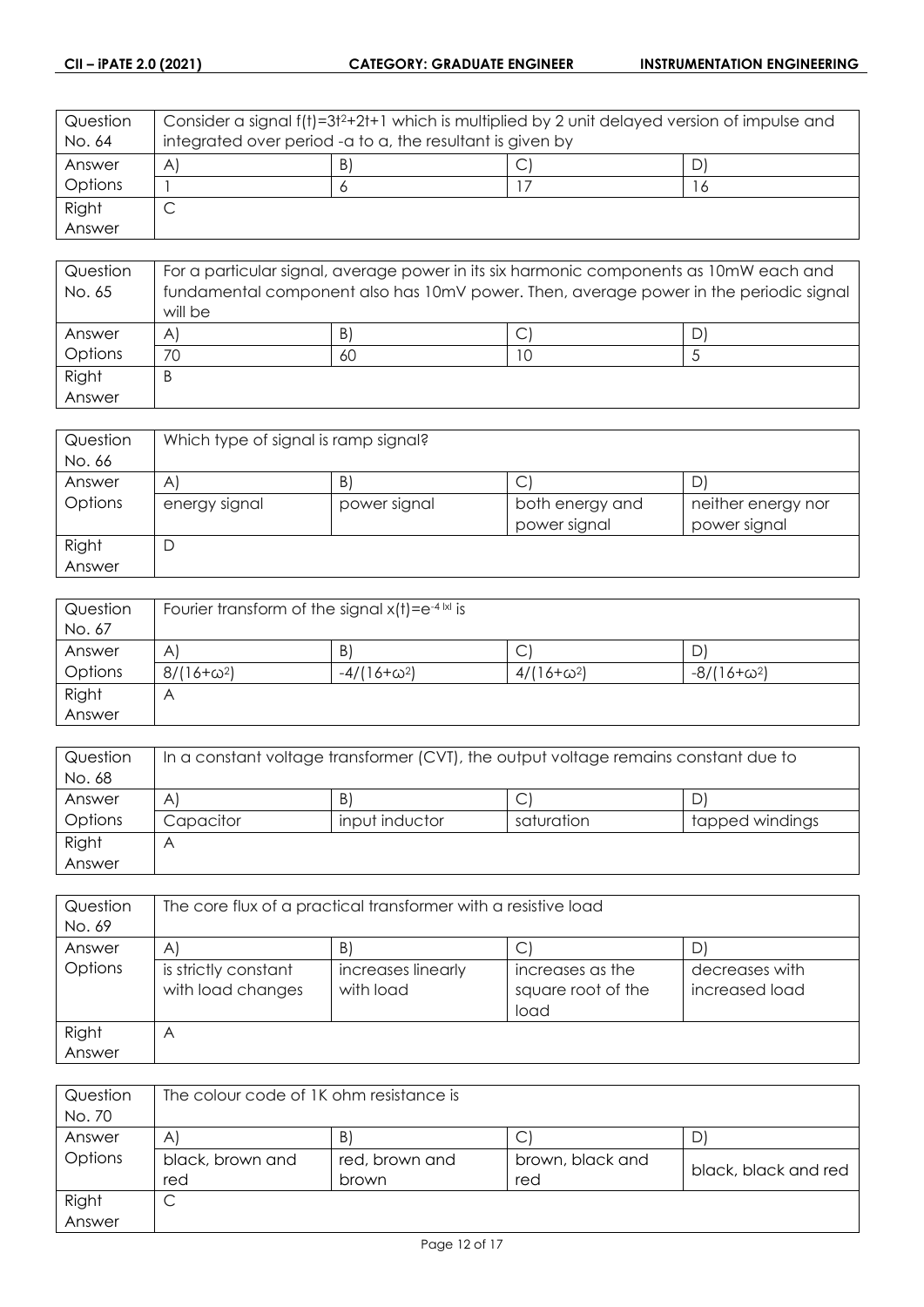| Question No. 64 | Consider a signal $f(t)=3t^2+2t+1$ which is multiplied by 2 unit delayed version of impulse and integrated over period -a to a, the resultant is given by | | | |
|---|---|---|---|---|
| Answer Options | A) | B) | C) | D) |
| | 1 | 6 | 17 | 16 |
| Right Answer | C | | | |

| Question No. 65 | For a particular signal, average power in its six harmonic components as 10mW each and fundamental component also has 10mV power. Then, average power in the periodic signal will be | | | |
|---|---|---|---|---|
| Answer Options | A) | B) | C) | D) |
| | 70 | 60 | 10 | 5 |
| Right Answer | B | | | |

| Question No. 66 | Which type of signal is ramp signal? | | | |
|---|---|---|---|---|
| Answer Options | A) | B) | C) | D) |
| | energy signal | power signal | both energy and power signal | neither energy nor power signal |
| Right Answer | D | | | |

| Question No. 67 | Fourier transform of the signal $x(t)=e^{-4\|x\|}$ is | | | |
|---|---|---|---|---|
| Answer Options | A) | B) | C) | D) |
| | $8/(16+\omega^2)$ | $-4/(16+\omega^2)$ | $4/(16+\omega^2)$ | $-8/(16+\omega^2)$ |
| Right Answer | A | | | |

| Question No. 68 | In a constant voltage transformer (CVT), the output voltage remains constant due to | | | |
|---|---|---|---|---|
| Answer Options | A) | B) | C) | D) |
| | Capacitor | input inductor | saturation | tapped windings |
| Right Answer | A | | | |

| Question No. 69 | The core flux of a practical transformer with a resistive load | | | |
|---|---|---|---|---|
| Answer Options | A) | B) | C) | D) |
| | is strictly constant with load changes | increases linearly with load | increases as the square root of the load | decreases with increased load |
| Right Answer | A | | | |

| Question No. 70 | The colour code of 1K ohm resistance is | | | |
|---|---|---|---|---|
| Answer Options | A) | B) | C) | D) |
| | black, brown and red | red, brown and brown | brown, black and red | black, black and red |
| Right Answer | C | | | |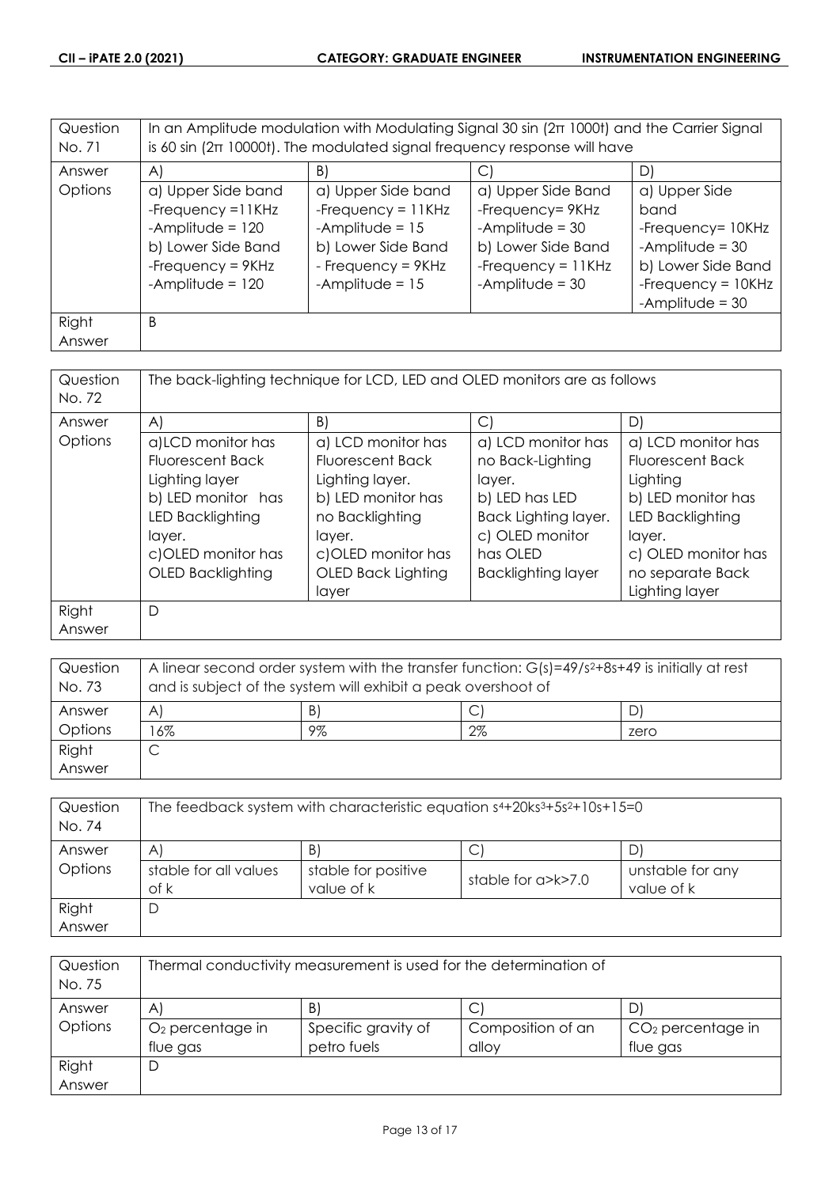| Question No. 71 | In an Amplitude modulation with Modulating Signal 30 sin (2π 1000t) and the Carrier Signal is 60 sin (2π 10000t). The modulated signal frequency response will have | | | |
|---|---|---|---|---|
| Answer Options | A) | B) | C) | D) |
| | a) Upper Side band -Frequency =11KHz -Amplitude = 120 b) Lower Side Band -Frequency = 9KHz -Amplitude = 120 | a) Upper Side band -Frequency = 11KHz -Amplitude = 15 b) Lower Side Band - Frequency = 9KHz -Amplitude = 15 | a) Upper Side Band -Frequency= 9KHz -Amplitude = 30 b) Lower Side Band -Frequency = 11KHz -Amplitude = 30 | a) Upper Side band -Frequency= 10KHz -Amplitude = 30 b) Lower Side Band -Frequency = 10KHz -Amplitude = 30 |
| Right Answer | B | | | |

| Question No. 72 | The back-lighting technique for LCD, LED and OLED monitors are as follows | | | |
|---|---|---|---|---|
| Answer Options | A) | B) | C) | D) |
| | a)LCD monitor has Fluorescent Back Lighting layer b) LED monitor has LED Backlighting layer. c)OLED monitor has OLED Backlighting | a) LCD monitor has Fluorescent Back Lighting layer. b) LED monitor has no Backlighting layer. c)OLED monitor has OLED Back Lighting layer | a) LCD monitor has no Back-Lighting layer. b) LED has LED Back Lighting layer. c) OLED monitor has OLED Backlighting layer | a) LCD monitor has Fluorescent Back Lighting b) LED monitor has LED Backlighting layer. c) OLED monitor has no separate Back Lighting layer |
| Right Answer | D | | | |

| Question No. 73 | A linear second order system with the transfer function: $G(s)=49/s^2+8s+49$ is initially at rest and is subject of the system will exhibit a peak overshoot of | | | |
|---|---|---|---|---|
| Answer Options | A) | B) | C) | D) |
| | 16% | 9% | 2% | zero |
| Right Answer | C | | | |

| Question No. 74 | The feedback system with characteristic equation $s^4+20ks^3+5s^2+10s+15=0$ | | | |
|---|---|---|---|---|
| Answer Options | A) | B) | C) | D) |
| | stable for all values of k | stable for positive value of k | stable for a>k>7.0 | unstable for any value of k |
| Right Answer | D | | | |

| Question No. 75 | Thermal conductivity measurement is used for the determination of | | | |
|---|---|---|---|---|
| Answer Options | A) | B) | C) | D) |
| | $O_2$ percentage in flue gas | Specific gravity of petro fuels | Composition of an alloy | $CO_2$ percentage in flue gas |
| Right Answer | D | | | |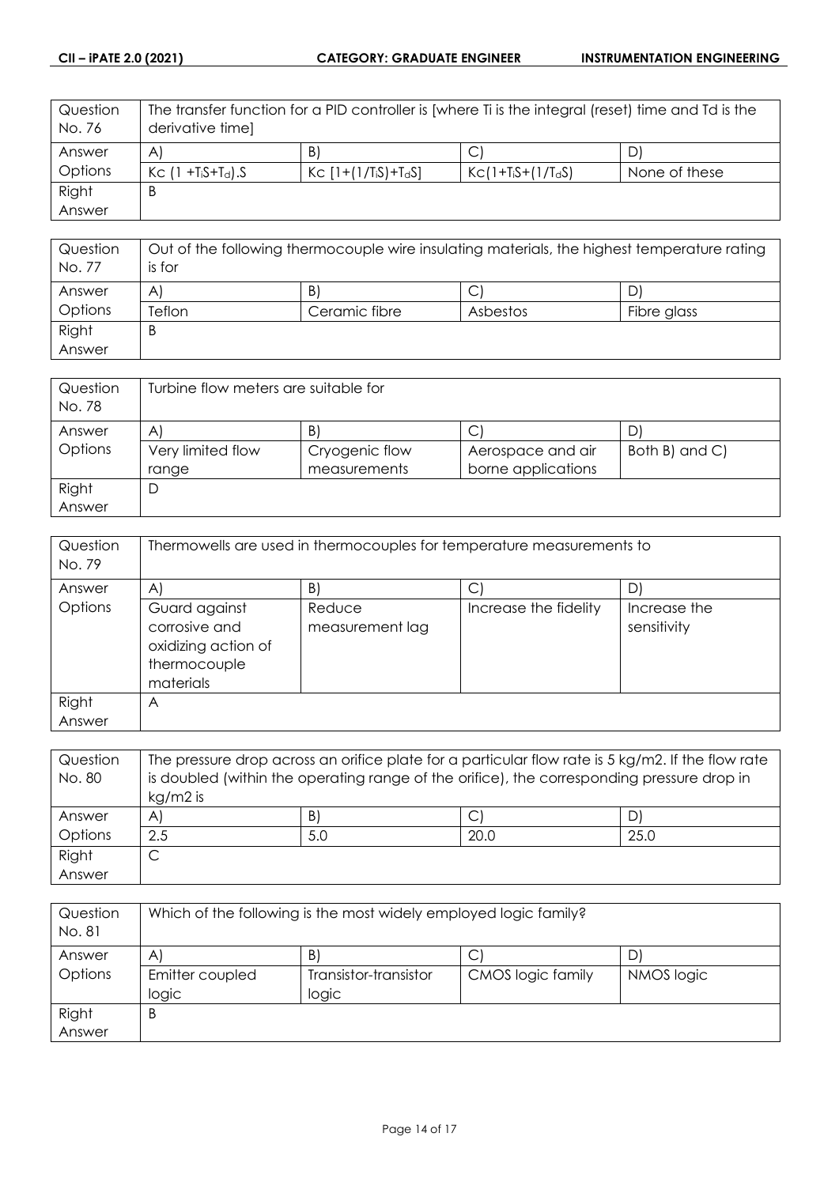| Question No. 76 | The transfer function for a PID controller is [where Ti is the integral (reset) time and Td is the derivative time] | | | |
|---|---|---|---|---|
| Answer Options | A) | B) | C) | D) |
| | Kc $(1 + T_iS + T_d).S$ | Kc $[1+(1/T_iS)+T_dS]$ | Kc$(1+T_iS+(1/T_dS)$ | None of these |
| Right Answer | B | | | |

| Question No. 77 | Out of the following thermocouple wire insulating materials, the highest temperature rating is for | | | |
|---|---|---|---|---|
| Answer Options | A) | B) | C) | D) |
| | Teflon | Ceramic fibre | Asbestos | Fibre glass |
| Right Answer | B | | | |

| Question No. 78 | Turbine flow meters are suitable for | | | |
|---|---|---|---|---|
| Answer Options | A) | B) | C) | D) |
| | Very limited flow range | Cryogenic flow measurements | Aerospace and air borne applications | Both B) and C) |
| Right Answer | D | | | |

| Question No. 79 | Thermowells are used in thermocouples for temperature measurements to | | | |
|---|---|---|---|---|
| Answer Options | A) | B) | C) | D) |
| | Guard against corrosive and oxidizing action of thermocouple materials | Reduce measurement lag | Increase the fidelity | Increase the sensitivity |
| Right Answer | A | | | |

| Question No. 80 | The pressure drop across an orifice plate for a particular flow rate is 5 kg/m2. If the flow rate is doubled (within the operating range of the orifice), the corresponding pressure drop in kg/m2 is | | | |
|---|---|---|---|---|
| Answer Options | A) | B) | C) | D) |
| | 2.5 | 5.0 | 20.0 | 25.0 |
| Right Answer | C | | | |

| Question No. 81 | Which of the following is the most widely employed logic family? | | | |
|---|---|---|---|---|
| Answer Options | A) | B) | C) | D) |
| | Emitter coupled logic | Transistor-transistor logic | CMOS logic family | NMOS logic |
| Right Answer | B | | | |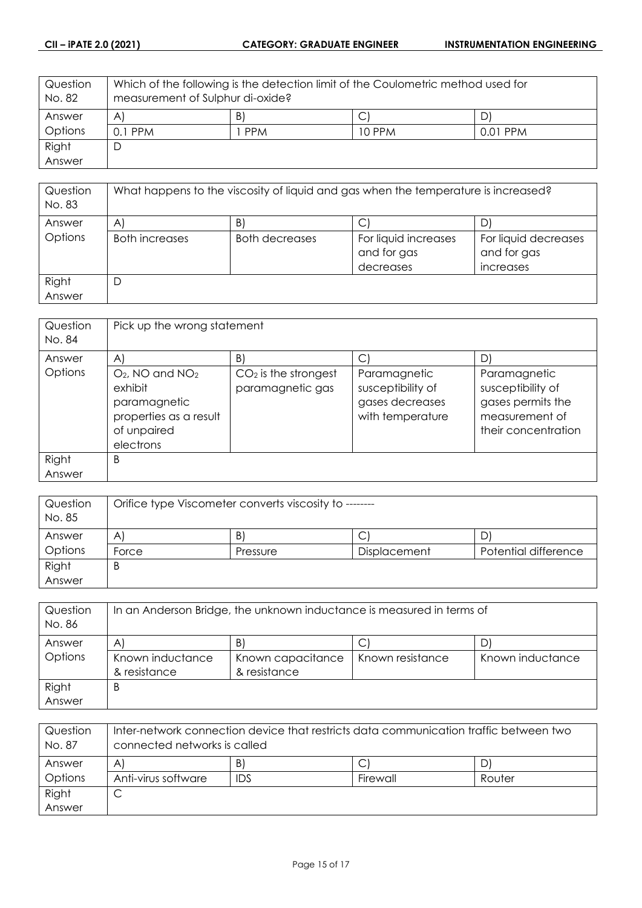| Question No. 82 | Which of the following is the detection limit of the Coulometric method used for measurement of Sulphur di-oxide? | | | |
|---|---|---|---|---|
| Answer Options | A) | B) | C) | D) |
| | 0.1 PPM | 1 PPM | 10 PPM | 0.01 PPM |
| Right Answer | D | | | |

| Question No. 83 | What happens to the viscosity of liquid and gas when the temperature is increased? | | | |
|---|---|---|---|---|
| Answer Options | A) | B) | C) | D) |
| | Both increases | Both decreases | For liquid increases and for gas decreases | For liquid decreases and for gas increases |
| Right Answer | D | | | |

| Question No. 84 | Pick up the wrong statement | | | |
|---|---|---|---|---|
| Answer Options | A) | B) | C) | D) |
| | $O_2$, NO and $NO_2$ exhibit paramagnetic properties as a result of unpaired electrons | $CO_2$ is the strongest paramagnetic gas | Paramagnetic susceptibility of gases decreases with temperature | Paramagnetic susceptibility of gases permits the measurement of their concentration |
| Right Answer | B | | | |

| Question No. 85 | Orifice type Viscometer converts viscosity to -------- | | | |
|---|---|---|---|---|
| Answer Options | A) | B) | C) | D) |
| | Force | Pressure | Displacement | Potential difference |
| Right Answer | B | | | |

| Question No. 86 | In an Anderson Bridge, the unknown inductance is measured in terms of | | | |
|---|---|---|---|---|
| Answer Options | A) | B) | C) | D) |
| | Known inductance & resistance | Known capacitance & resistance | Known resistance | Known inductance |
| Right Answer | B | | | |

| Question No. 87 | Inter-network connection device that restricts data communication traffic between two connected networks is called | | | |
|---|---|---|---|---|
| Answer Options | A) | B) | C) | D) |
| | Anti-virus software | IDS | Firewall | Router |
| Right Answer | C | | | |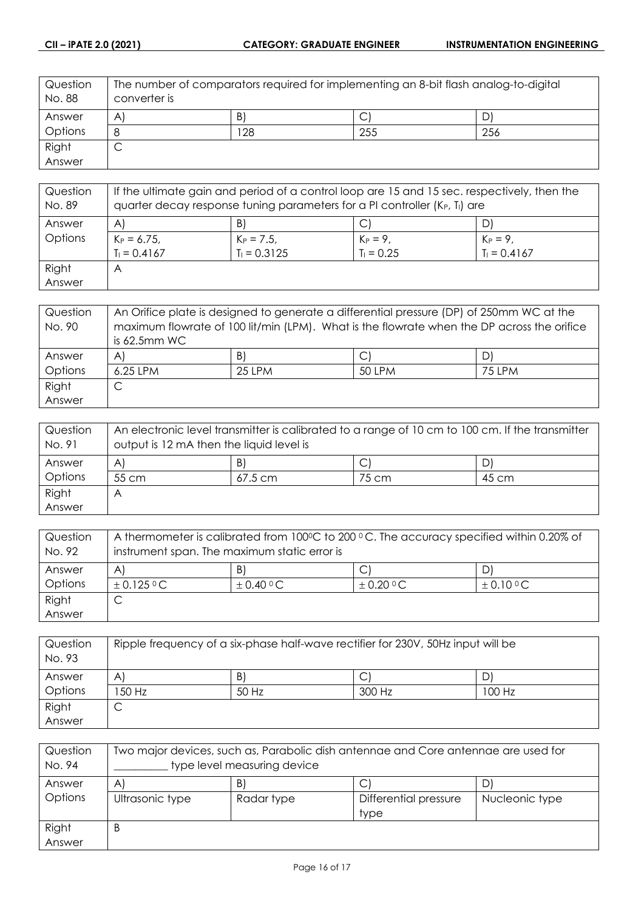| Question No. 88 | The number of comparators required for implementing an 8-bit flash analog-to-digital converter is | | | |
|---|---|---|---|---|
| Answer Options | A) | B) | C) | D) |
| | 8 | 128 | 255 | 256 |
| Right Answer | C | | | |

| Question No. 89 | If the ultimate gain and period of a control loop are 15 and 15 sec. respectively, then the quarter decay response tuning parameters for a PI controller ($K_P$, $T_I$) are | | | |
|---|---|---|---|---|
| Answer Options | A) | B) | C) | D) |
| | $K_P = 6.75$, $T_I = 0.4167$ | $K_P = 7.5$, $T_I = 0.3125$ | $K_P = 9$, $T_I = 0.25$ | $K_P = 9$, $T_I = 0.4167$ |
| Right Answer | A | | | |

| Question No. 90 | An Orifice plate is designed to generate a differential pressure (DP) of 250mm WC at the maximum flowrate of 100 lit/min (LPM). What is the flowrate when the DP across the orifice is 62.5mm WC | | | |
|---|---|---|---|---|
| Answer Options | A) | B) | C) | D) |
| | 6.25 LPM | 25 LPM | 50 LPM | 75 LPM |
| Right Answer | C | | | |

| Question No. 91 | An electronic level transmitter is calibrated to a range of 10 cm to 100 cm. If the transmitter output is 12 mA then the liquid level is | | | |
|---|---|---|---|---|
| Answer Options | A) | B) | C) | D) |
| | 55 cm | 67.5 cm | 75 cm | 45 cm |
| Right Answer | A | | | |

| Question No. 92 | A thermometer is calibrated from $100^0$C to $200^0$C. The accuracy specified within 0.20% of instrument span. The maximum static error is | | | |
|---|---|---|---|---|
| Answer Options | A) | B) | C) | D) |
| | $\pm 0.125^0$C | $\pm 0.40^0$C | $\pm 0.20^0$C | $\pm 0.10^0$C |
| Right Answer | C | | | |

| Question No. 93 | Ripple frequency of a six-phase half-wave rectifier for 230V, 50Hz input will be | | | |
|---|---|---|---|---|
| Answer Options | A) | B) | C) | D) |
| | 150 Hz | 50 Hz | 300 Hz | 100 Hz |
| Right Answer | C | | | |

| Question No. 94 | Two major devices, such as, Parabolic dish antennae and Core antennae are used for __________ type level measuring device | | | |
|---|---|---|---|---|
| Answer Options | A) | B) | C) | D) |
| | Ultrasonic type | Radar type | Differential pressure type | Nucleonic type |
| Right Answer | B | | | |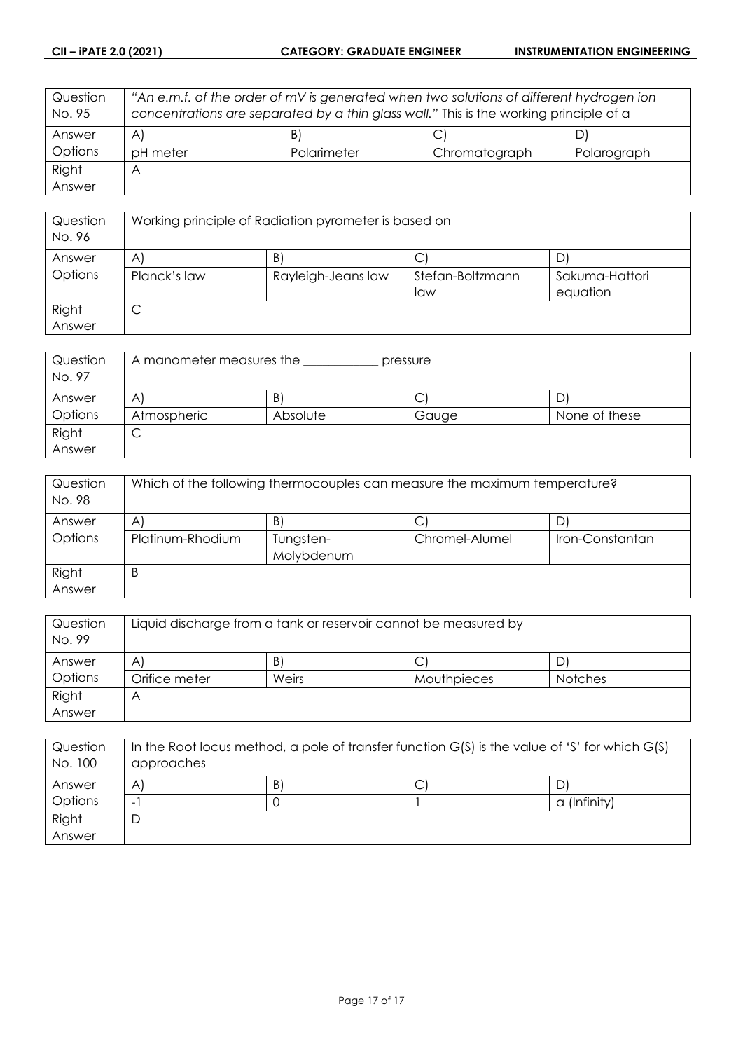| Question No. 95 | *"An e.m.f. of the order of mV is generated when two solutions of different hydrogen ion concentrations are separated by a thin glass wall."* This is the working principle of a | | | |
|---|---|---|---|---|
| Answer Options | A) | B) | C) | D) |
| | pH meter | Polarimeter | Chromatograph | Polarograph |
| Right Answer | A | | | |

| Question No. 96 | Working principle of Radiation pyrometer is based on | | | |
|---|---|---|---|---|
| Answer Options | A) | B) | C) | D) |
| | Planck's law | Rayleigh-Jeans law | Stefan-Boltzmann law | Sakuma-Hattori equation |
| Right Answer | C | | | |

| Question No. 97 | A manometer measures the ___________ pressure | | | |
|---|---|---|---|---|
| Answer Options | A) | B) | C) | D) |
| | Atmospheric | Absolute | Gauge | None of these |
| Right Answer | C | | | |

| Question No. 98 | Which of the following thermocouples can measure the maximum temperature? | | | |
|---|---|---|---|---|
| Answer Options | A) | B) | C) | D) |
| | Platinum-Rhodium | Tungsten-Molybdenum | Chromel-Alumel | Iron-Constantan |
| Right Answer | B | | | |

| Question No. 99 | Liquid discharge from a tank or reservoir cannot be measured by | | | |
|---|---|---|---|---|
| Answer Options | A) | B) | C) | D) |
| | Orifice meter | Weirs | Mouthpieces | Notches |
| Right Answer | A | | | |

| Question No. 100 | In the Root locus method, a pole of transfer function G(S) is the value of 'S' for which G(S) approaches | | | |
|---|---|---|---|---|
| Answer Options | A) | B) | C) | D) |
| | -1 | 0 | 1 | α (Infinity) |
| Right Answer | D | | | |